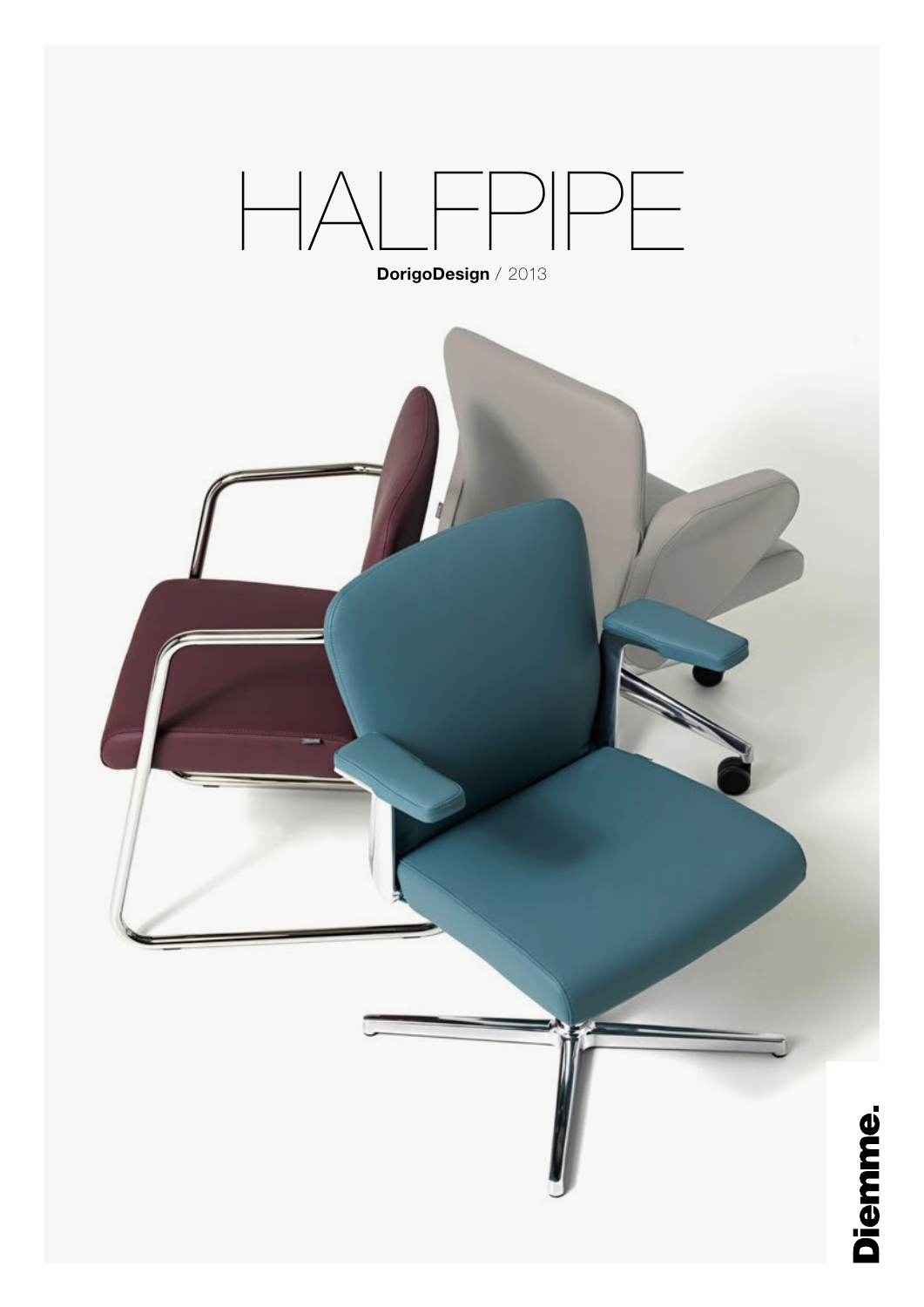# HALFPIPE

**DorigoDesign** / 2013

**Diemme.**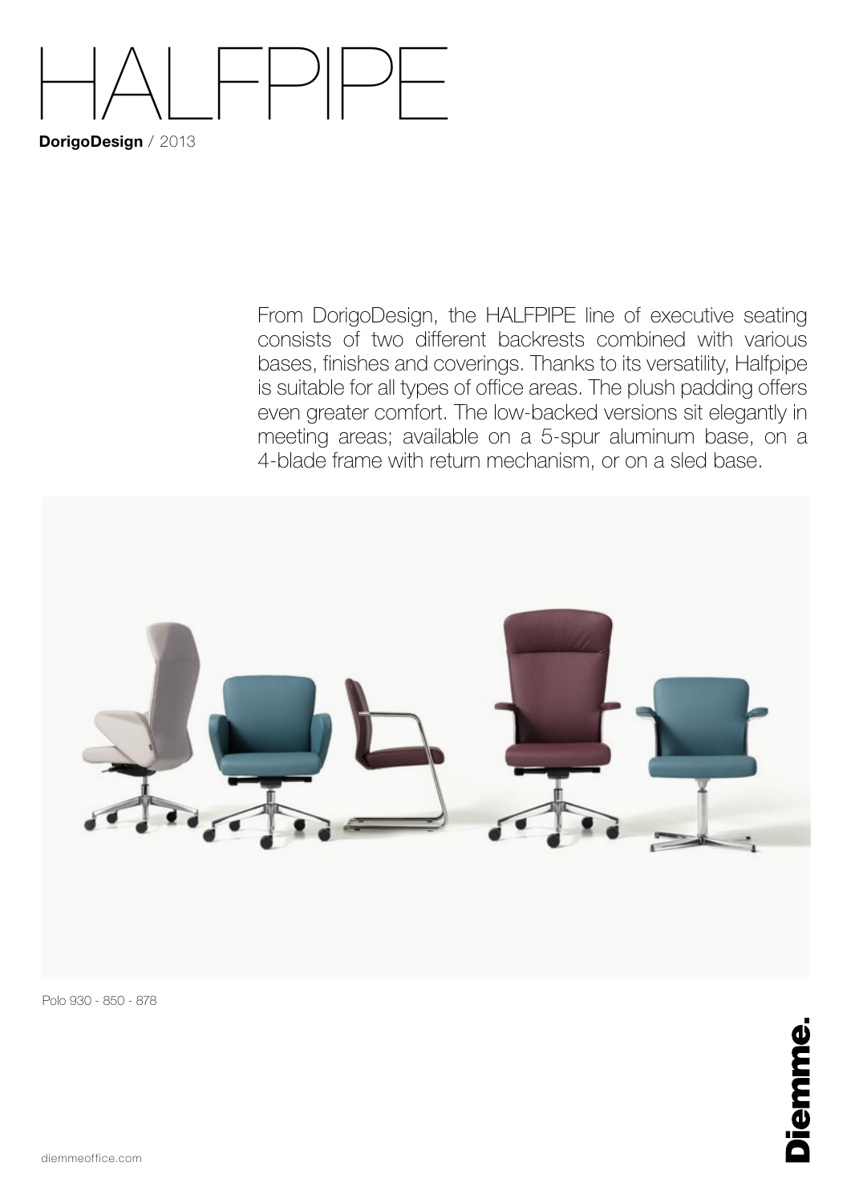# HALFPIPE

**DorigoDesign** / 2013

From DorigoDesign, the HALFPIPE line of executive seating consists of two different backrests combined with various bases, finishes and coverings. Thanks to its versatility, Halfpipe is suitable for all types of office areas. The plush padding offers even greater comfort. The low-backed versions sit elegantly in meeting areas; available on a 5-spur aluminum base, on a 4-blade frame with return mechanism, or on a sled base.

Polo 930 - 850 - 878

Diemme.

diemmeoffice.com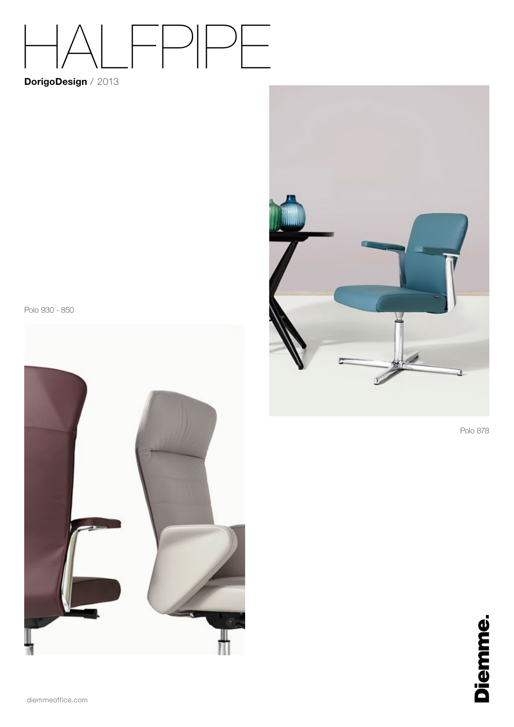# HALFPIPE

**DorigoDesign** / 2013

Polo 930 - 850

Polo 878

diemmeoffice.com

Diemme.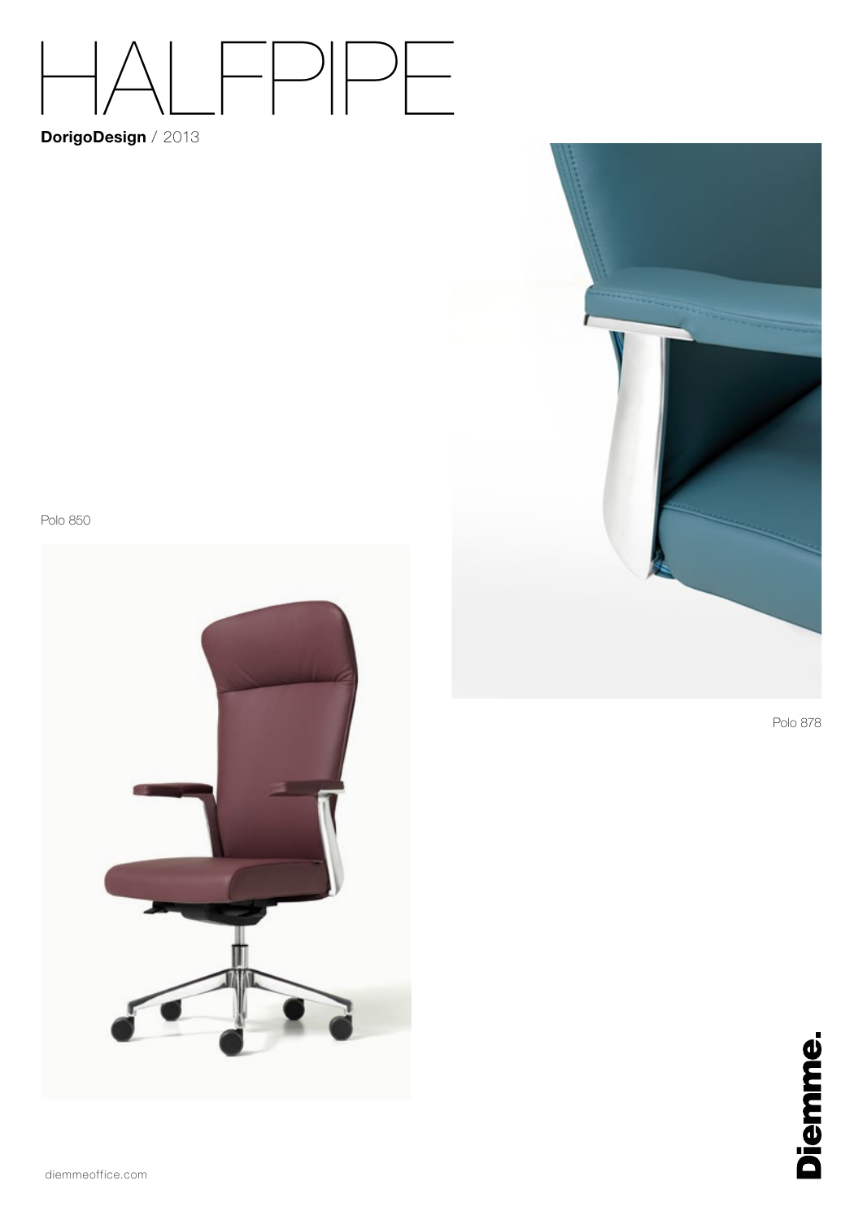# HALFPIPE

**DorigoDesign** / 2013

Polo 850

Polo 878

Diemme.

diemmeoffice.com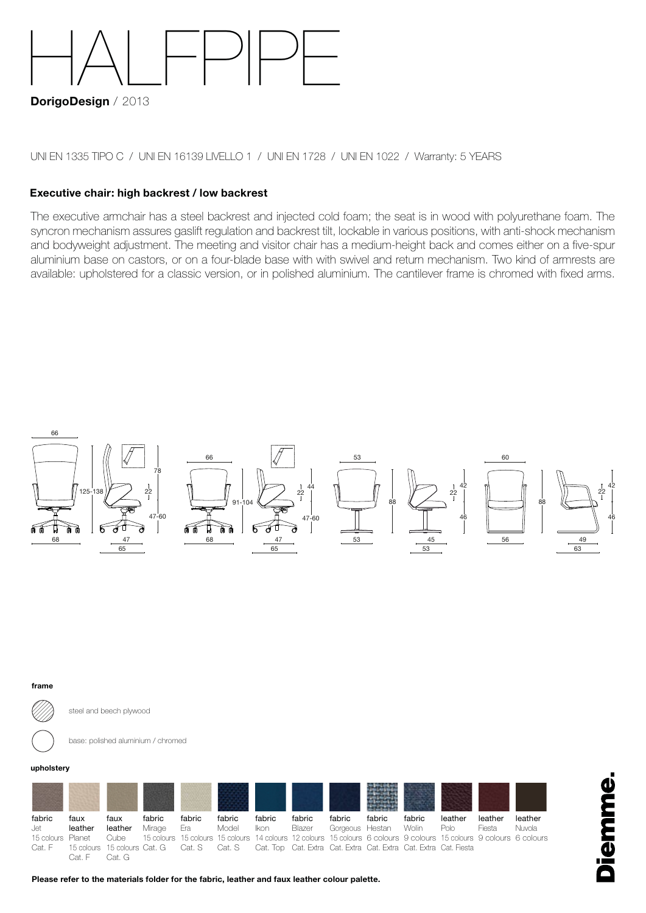# HALFPIPE

**DorigoDesign** / 2013

UNI EN 1335 TIPO C / UNI EN 16139 LIVELLO 1 / UNI EN 1728 / UNI EN 1022 / Warranty: 5 YEARS

### Executive chair: high backrest / low backrest

The executive armchair has a steel backrest and injected cold foam; the seat is in wood with polyurethane foam. The syncron mechanism assures gaslift regulation and backrest tilt, lockable in various positions, with anti-shock mechanism and bodyweight adjustment. The meeting and visitor chair has a medium-height back and comes either on a five-spur aluminium base on castors, or on a four-blade base with with swivel and return mechanism. Two kind of armrests are available: upholstered for a classic version, or in polished aluminium. The cantilever frame is chromed with fixed arms.

66
125-138
68
78
22
47-60
47
65

66
91-104
68
44
22
47-60
47
65

53
88
53
42
22
46
45
53

60
88
56
42
22
46
49
63

**frame**

steel and beech plywood

base: polished aluminium / chromed

**upholstery**

| | | | | | | | | | | | | | |
|---|---|---|---|---|---|---|---|---|---|---|---|---|---|
| fabric | faux leather | faux leather | fabric | fabric | fabric | fabric | fabric | fabric | fabric | fabric | leather | leather | leather |
| Jet | Planet | Cube | Mirage | Era | Model | Ikon | Blazer | Gorgeous | Hestan | Wolin | Polo | Fiesta | Nuvola |
| 15 colours | 15 colours | 15 colours | 15 colours | 15 colours | 15 colours | 14 colours | 12 colours | 15 colours | 6 colours | 9 colours | 15 colours | 9 colours | 6 colours |
| Cat. F | Cat. F | Cat. G | Cat. G | Cat. S | Cat. S | Cat. Top | Cat. Extra | Cat. Extra | Cat. Extra | Cat. Extra | Cat. Fiesta | | |

**Please refer to the materials folder for the fabric, leather and faux leather colour palette.**

Diemme.